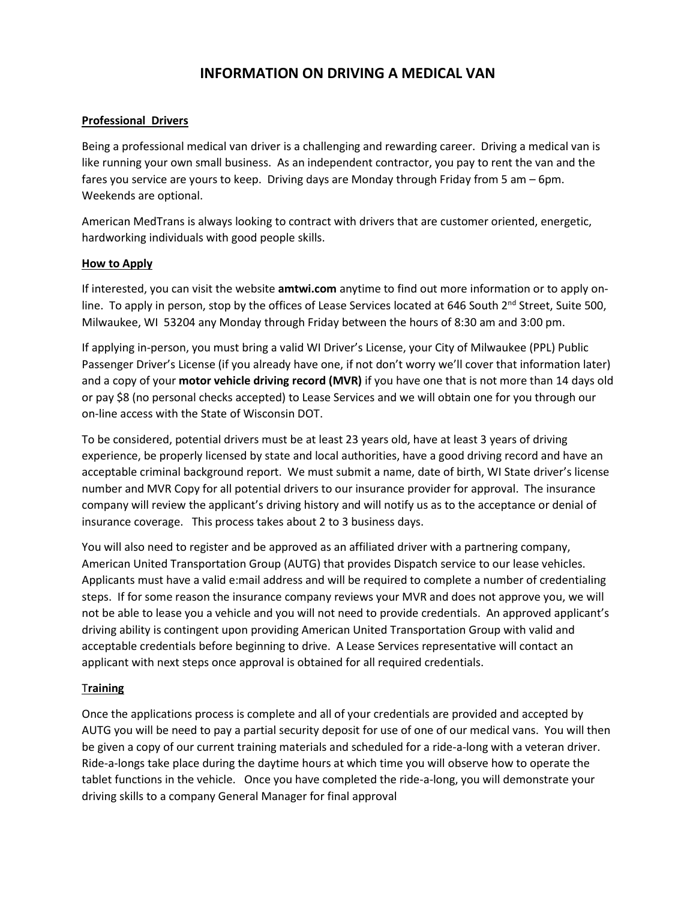# INFORMATION ON DRIVING A MEDICAL VAN

## Professional Drivers

Being a professional medical van driver is a challenging and rewarding career. Driving a medical van is like running your own small business. As an independent contractor, you pay to rent the van and the fares you service are yours to keep. Driving days are Monday through Friday from 5 am – 6pm. Weekends are optional.

American MedTrans is always looking to contract with drivers that are customer oriented, energetic, hardworking individuals with good people skills.

## How to Apply

If interested, you can visit the website **amtwi.com** anytime to find out more information or to apply on-line. To apply in person, stop by the offices of Lease Services located at 646 South 2nd Street, Suite 500, Milwaukee, WI 53204 any Monday through Friday between the hours of 8:30 am and 3:00 pm.

If applying in-person, you must bring a valid WI Driver's License, your City of Milwaukee (PPL) Public Passenger Driver's License (if you already have one, if not don't worry we'll cover that information later) and a copy of your **motor vehicle driving record (MVR)** if you have one that is not more than 14 days old or pay $8 (no personal checks accepted) to Lease Services and we will obtain one for you through our on-line access with the State of Wisconsin DOT.

To be considered, potential drivers must be at least 23 years old, have at least 3 years of driving experience, be properly licensed by state and local authorities, have a good driving record and have an acceptable criminal background report. We must submit a name, date of birth, WI State driver's license number and MVR Copy for all potential drivers to our insurance provider for approval. The insurance company will review the applicant's driving history and will notify us as to the acceptance or denial of insurance coverage. This process takes about 2 to 3 business days.

You will also need to register and be approved as an affiliated driver with a partnering company, American United Transportation Group (AUTG) that provides Dispatch service to our lease vehicles. Applicants must have a valid e:mail address and will be required to complete a number of credentialing steps. If for some reason the insurance company reviews your MVR and does not approve you, we will not be able to lease you a vehicle and you will not need to provide credentials. An approved applicant's driving ability is contingent upon providing American United Transportation Group with valid and acceptable credentials before beginning to drive. A Lease Services representative will contact an applicant with next steps once approval is obtained for all required credentials.

## Training

Once the applications process is complete and all of your credentials are provided and accepted by AUTG you will be need to pay a partial security deposit for use of one of our medical vans. You will then be given a copy of our current training materials and scheduled for a ride-a-long with a veteran driver. Ride-a-longs take place during the daytime hours at which time you will observe how to operate the tablet functions in the vehicle. Once you have completed the ride-a-long, you will demonstrate your driving skills to a company General Manager for final approval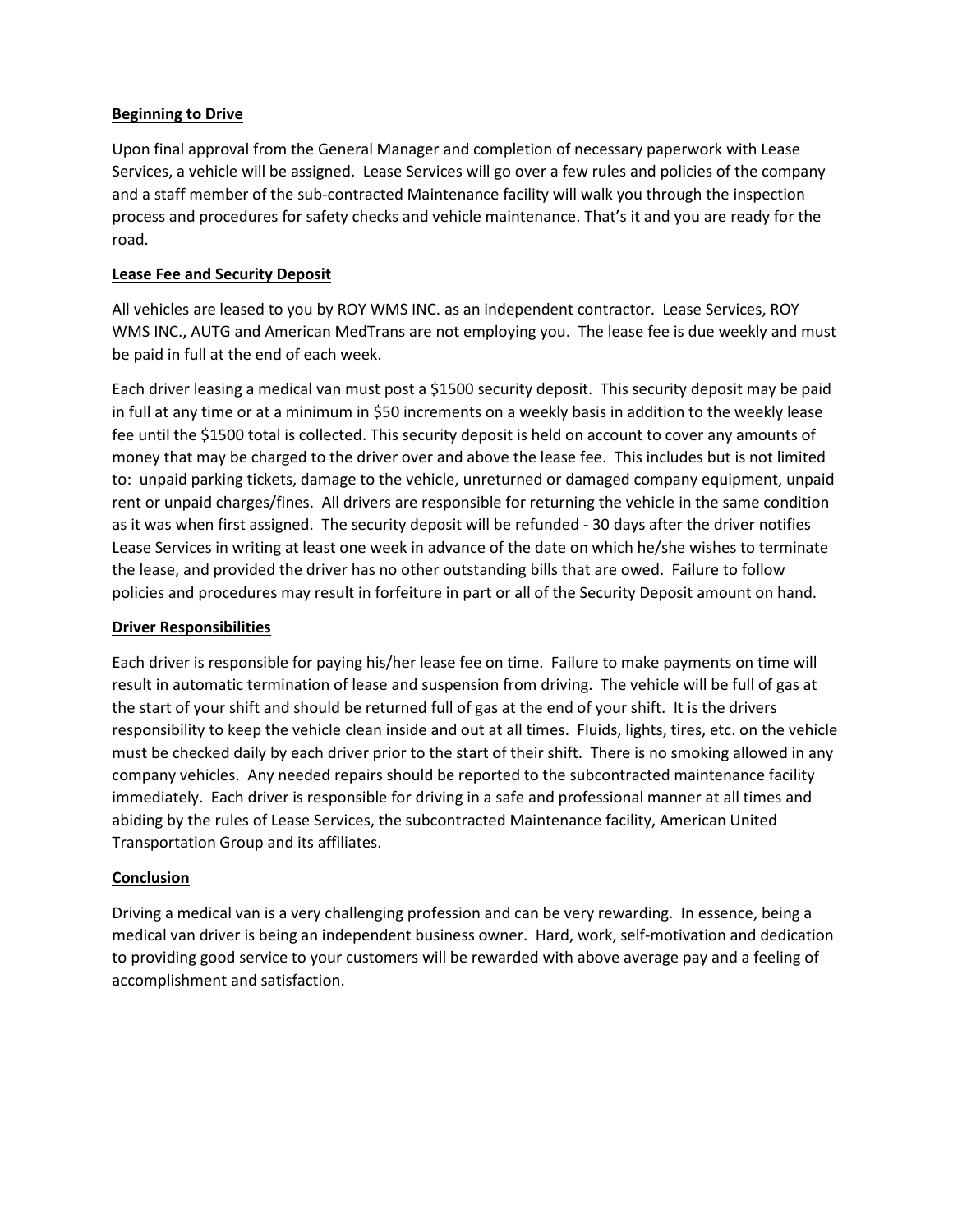**Beginning to Drive**

Upon final approval from the General Manager and completion of necessary paperwork with Lease Services, a vehicle will be assigned. Lease Services will go over a few rules and policies of the company and a staff member of the sub-contracted Maintenance facility will walk you through the inspection process and procedures for safety checks and vehicle maintenance. That's it and you are ready for the road.

**Lease Fee and Security Deposit**

All vehicles are leased to you by ROY WMS INC. as an independent contractor. Lease Services, ROY WMS INC., AUTG and American MedTrans are not employing you. The lease fee is due weekly and must be paid in full at the end of each week.

Each driver leasing a medical van must post a $1500 security deposit. This security deposit may be paid in full at any time or at a minimum in $50 increments on a weekly basis in addition to the weekly lease fee until the $1500 total is collected. This security deposit is held on account to cover any amounts of money that may be charged to the driver over and above the lease fee. This includes but is not limited to: unpaid parking tickets, damage to the vehicle, unreturned or damaged company equipment, unpaid rent or unpaid charges/fines. All drivers are responsible for returning the vehicle in the same condition as it was when first assigned. The security deposit will be refunded - 30 days after the driver notifies Lease Services in writing at least one week in advance of the date on which he/she wishes to terminate the lease, and provided the driver has no other outstanding bills that are owed. Failure to follow policies and procedures may result in forfeiture in part or all of the Security Deposit amount on hand.

**Driver Responsibilities**

Each driver is responsible for paying his/her lease fee on time. Failure to make payments on time will result in automatic termination of lease and suspension from driving. The vehicle will be full of gas at the start of your shift and should be returned full of gas at the end of your shift. It is the drivers responsibility to keep the vehicle clean inside and out at all times. Fluids, lights, tires, etc. on the vehicle must be checked daily by each driver prior to the start of their shift. There is no smoking allowed in any company vehicles. Any needed repairs should be reported to the subcontracted maintenance facility immediately. Each driver is responsible for driving in a safe and professional manner at all times and abiding by the rules of Lease Services, the subcontracted Maintenance facility, American United Transportation Group and its affiliates.

**Conclusion**

Driving a medical van is a very challenging profession and can be very rewarding. In essence, being a medical van driver is being an independent business owner. Hard, work, self-motivation and dedication to providing good service to your customers will be rewarded with above average pay and a feeling of accomplishment and satisfaction.